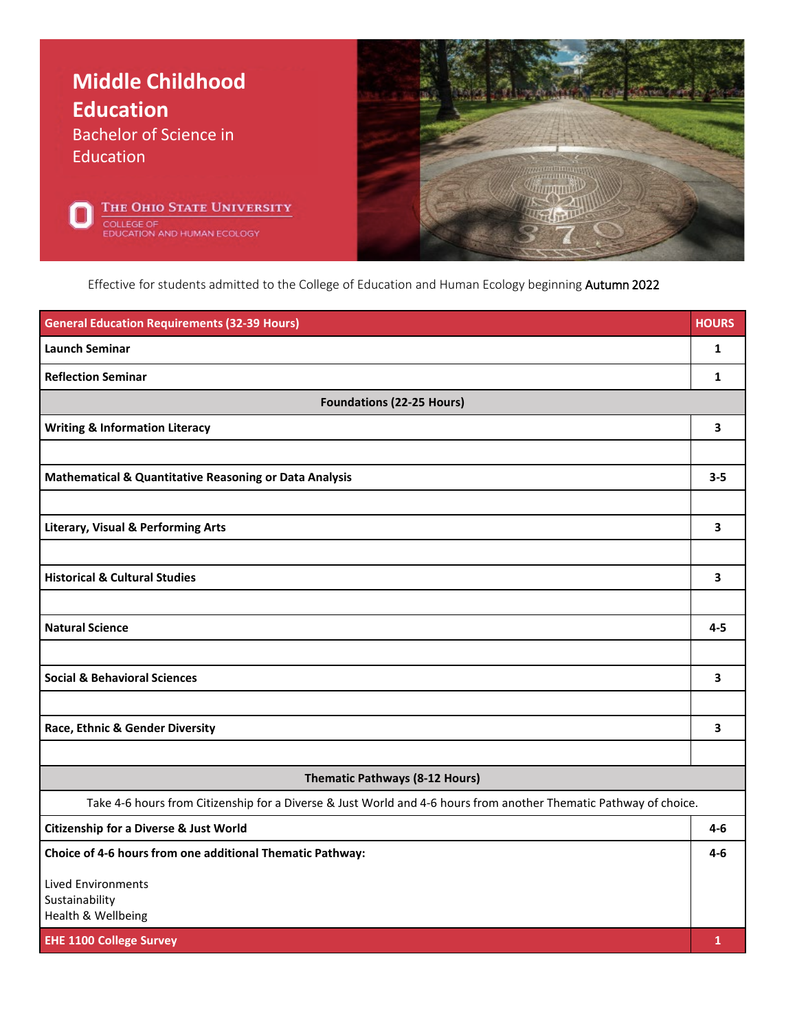# Middle Childhood Education

## Bachelor of Science in Education

The Ohio State University
College of Education and Human Ecology

Effective for students admitted to the College of Education and Human Ecology beginning Autumn 2022

| General Education Requirements (32-39 Hours) | HOURS |
|---|---|
| **Launch Seminar** | **1** |
| **Reflection Seminar** | **1** |
| **Foundations (22-25 Hours)** | |
| **Writing & Information Literacy** | **3** |
| | |
| **Mathematical & Quantitative Reasoning or Data Analysis** | **3-5** |
| | |
| **Literary, Visual & Performing Arts** | **3** |
| | |
| **Historical & Cultural Studies** | **3** |
| | |
| **Natural Science** | **4-5** |
| | |
| **Social & Behavioral Sciences** | **3** |
| | |
| **Race, Ethnic & Gender Diversity** | **3** |
| | |
| **Thematic Pathways (8-12 Hours)** | |
| Take 4-6 hours from Citizenship for a Diverse & Just World and 4-6 hours from another Thematic Pathway of choice. | |
| **Citizenship for a Diverse & Just World** | **4-6** |
| **Choice of 4-6 hours from one additional Thematic Pathway:**<br><br>Lived Environments<br>Sustainability<br>Health & Wellbeing | **4-6** |
| **EHE 1100 College Survey** | **1** |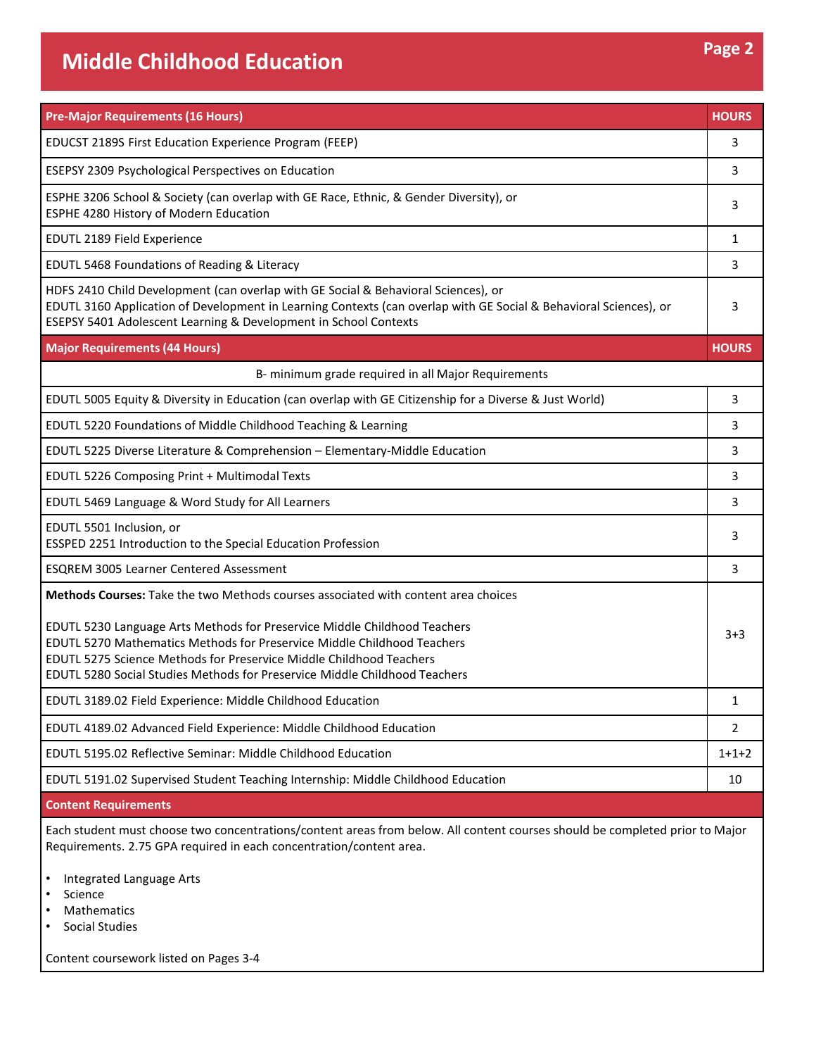# Middle Childhood Education

| Pre-Major Requirements (16 Hours) | HOURS |
|---|---|
| EDUCST 2189S First Education Experience Program (FEEP) | 3 |
| ESEPSY 2309 Psychological Perspectives on Education | 3 |
| ESPHE 3206 School & Society (can overlap with GE Race, Ethnic, & Gender Diversity), or<br>ESPHE 4280 History of Modern Education | 3 |
| EDUTL 2189 Field Experience | 1 |
| EDUTL 5468 Foundations of Reading & Literacy | 3 |
| HDFS 2410 Child Development (can overlap with GE Social & Behavioral Sciences), or<br>EDUTL 3160 Application of Development in Learning Contexts (can overlap with GE Social & Behavioral Sciences), or<br>ESEPSY 5401 Adolescent Learning & Development in School Contexts | 3 |

| Major Requirements (44 Hours) | HOURS |
|---|---|
| B- minimum grade required in all Major Requirements | |
| EDUTL 5005 Equity & Diversity in Education (can overlap with GE Citizenship for a Diverse & Just World) | 3 |
| EDUTL 5220 Foundations of Middle Childhood Teaching & Learning | 3 |
| EDUTL 5225 Diverse Literature & Comprehension – Elementary-Middle Education | 3 |
| EDUTL 5226 Composing Print + Multimodal Texts | 3 |
| EDUTL 5469 Language & Word Study for All Learners | 3 |
| EDUTL 5501 Inclusion, or<br>ESSPED 2251 Introduction to the Special Education Profession | 3 |
| ESQREM 3005 Learner Centered Assessment | 3 |
| **Methods Courses:** Take the two Methods courses associated with content area choices<br><br>EDUTL 5230 Language Arts Methods for Preservice Middle Childhood Teachers<br>EDUTL 5270 Mathematics Methods for Preservice Middle Childhood Teachers<br>EDUTL 5275 Science Methods for Preservice Middle Childhood Teachers<br>EDUTL 5280 Social Studies Methods for Preservice Middle Childhood Teachers | 3+3 |
| EDUTL 3189.02 Field Experience: Middle Childhood Education | 1 |
| EDUTL 4189.02 Advanced Field Experience: Middle Childhood Education | 2 |
| EDUTL 5195.02 Reflective Seminar: Middle Childhood Education | 1+1+2 |
| EDUTL 5191.02 Supervised Student Teaching Internship: Middle Childhood Education | 10 |

## Content Requirements

Each student must choose two concentrations/content areas from below. All content courses should be completed prior to Major Requirements. 2.75 GPA required in each concentration/content area.

- Integrated Language Arts
- Science
- Mathematics
- Social Studies

Content coursework listed on Pages 3-4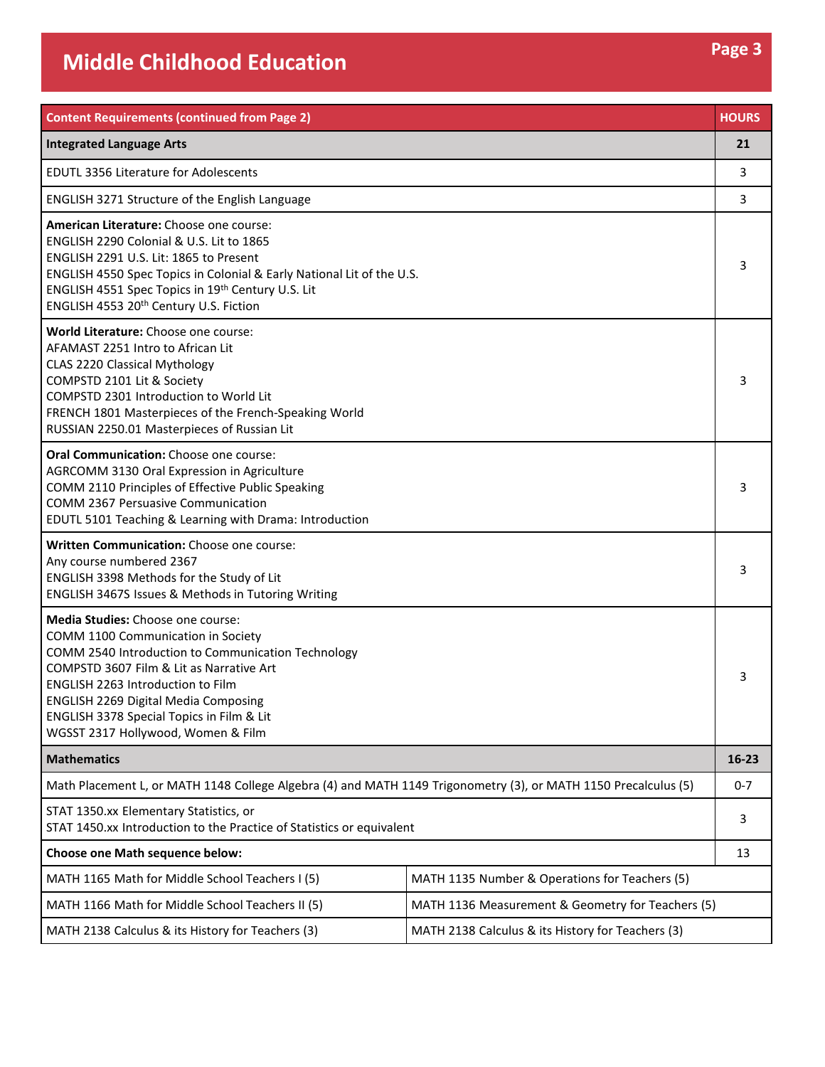# Middle Childhood Education

| Content Requirements (continued from Page 2) | | HOURS |
|---|---|---|
| **Integrated Language Arts** | | **21** |
| EDUTL 3356 Literature for Adolescents | | 3 |
| ENGLISH 3271 Structure of the English Language | | 3 |
| **American Literature:** Choose one course:<br>ENGLISH 2290 Colonial & U.S. Lit to 1865<br>ENGLISH 2291 U.S. Lit: 1865 to Present<br>ENGLISH 4550 Spec Topics in Colonial & Early National Lit of the U.S.<br>ENGLISH 4551 Spec Topics in 19th Century U.S. Lit<br>ENGLISH 4553 20th Century U.S. Fiction | | 3 |
| **World Literature:** Choose one course:<br>AFAMAST 2251 Intro to African Lit<br>CLAS 2220 Classical Mythology<br>COMPSTD 2101 Lit & Society<br>COMPSTD 2301 Introduction to World Lit<br>FRENCH 1801 Masterpieces of the French-Speaking World<br>RUSSIAN 2250.01 Masterpieces of Russian Lit | | 3 |
| **Oral Communication:** Choose one course:<br>AGRCOMM 3130 Oral Expression in Agriculture<br>COMM 2110 Principles of Effective Public Speaking<br>COMM 2367 Persuasive Communication<br>EDUTL 5101 Teaching & Learning with Drama: Introduction | | 3 |
| **Written Communication:** Choose one course:<br>Any course numbered 2367<br>ENGLISH 3398 Methods for the Study of Lit<br>ENGLISH 3467S Issues & Methods in Tutoring Writing | | 3 |
| **Media Studies:** Choose one course:<br>COMM 1100 Communication in Society<br>COMM 2540 Introduction to Communication Technology<br>COMPSTD 3607 Film & Lit as Narrative Art<br>ENGLISH 2263 Introduction to Film<br>ENGLISH 2269 Digital Media Composing<br>ENGLISH 3378 Special Topics in Film & Lit<br>WGSST 2317 Hollywood, Women & Film | | 3 |
| **Mathematics** | | **16-23** |
| Math Placement L, or MATH 1148 College Algebra (4) and MATH 1149 Trigonometry (3), or MATH 1150 Precalculus (5) | | 0-7 |
| STAT 1350.xx Elementary Statistics, or<br>STAT 1450.xx Introduction to the Practice of Statistics or equivalent | | 3 |
| **Choose one Math sequence below:** | | 13 |
| MATH 1165 Math for Middle School Teachers I (5) | MATH 1135 Number & Operations for Teachers (5) | |
| MATH 1166 Math for Middle School Teachers II (5) | MATH 1136 Measurement & Geometry for Teachers (5) | |
| MATH 2138 Calculus & its History for Teachers (3) | MATH 2138 Calculus & its History for Teachers (3) | |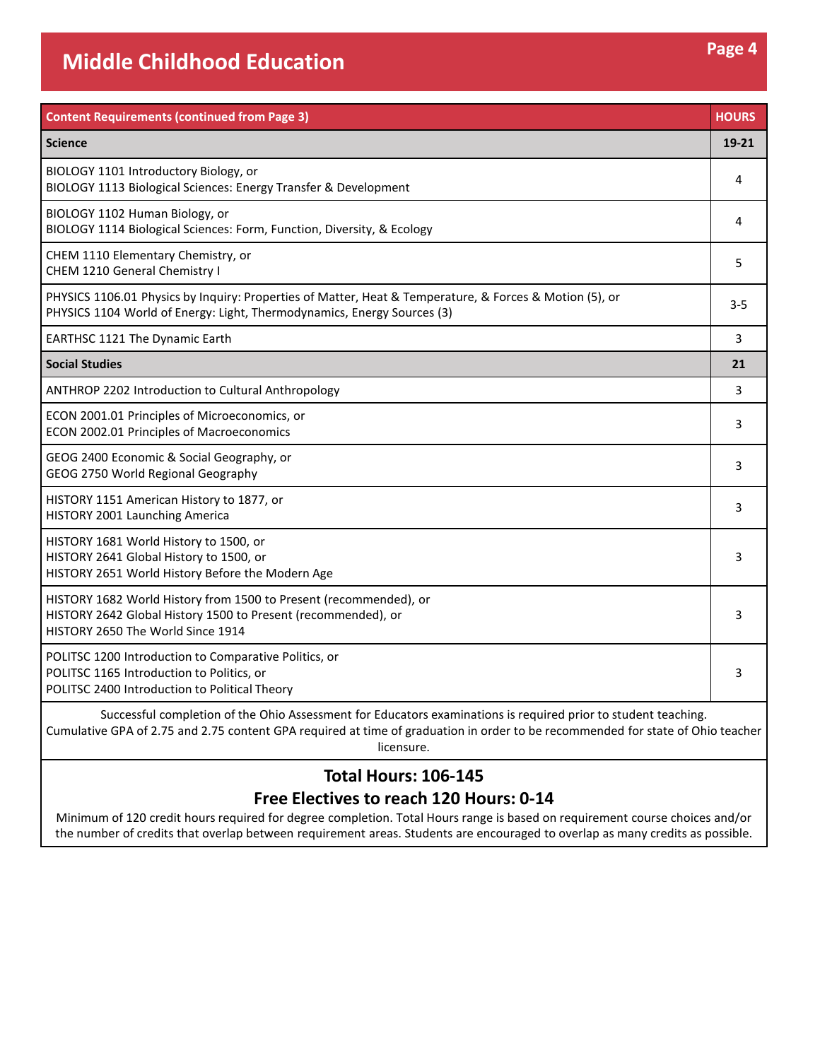# Middle Childhood Education

| Content Requirements (continued from Page 3) | HOURS |
|---|---|
| **Science** | **19-21** |
| BIOLOGY 1101 Introductory Biology, or<br>BIOLOGY 1113 Biological Sciences: Energy Transfer & Development | 4 |
| BIOLOGY 1102 Human Biology, or<br>BIOLOGY 1114 Biological Sciences: Form, Function, Diversity, & Ecology | 4 |
| CHEM 1110 Elementary Chemistry, or<br>CHEM 1210 General Chemistry I | 5 |
| PHYSICS 1106.01 Physics by Inquiry: Properties of Matter, Heat & Temperature, & Forces & Motion (5), or<br>PHYSICS 1104 World of Energy: Light, Thermodynamics, Energy Sources (3) | 3-5 |
| EARTHSC 1121 The Dynamic Earth | 3 |
| **Social Studies** | **21** |
| ANTHROP 2202 Introduction to Cultural Anthropology | 3 |
| ECON 2001.01 Principles of Microeconomics, or<br>ECON 2002.01 Principles of Macroeconomics | 3 |
| GEOG 2400 Economic & Social Geography, or<br>GEOG 2750 World Regional Geography | 3 |
| HISTORY 1151 American History to 1877, or<br>HISTORY 2001 Launching America | 3 |
| HISTORY 1681 World History to 1500, or<br>HISTORY 2641 Global History to 1500, or<br>HISTORY 2651 World History Before the Modern Age | 3 |
| HISTORY 1682 World History from 1500 to Present (recommended), or<br>HISTORY 2642 Global History 1500 to Present (recommended), or<br>HISTORY 2650 The World Since 1914 | 3 |
| POLITSC 1200 Introduction to Comparative Politics, or<br>POLITSC 1165 Introduction to Politics, or<br>POLITSC 2400 Introduction to Political Theory | 3 |

Successful completion of the Ohio Assessment for Educators examinations is required prior to student teaching.
Cumulative GPA of 2.75 and 2.75 content GPA required at time of graduation in order to be recommended for state of Ohio teacher licensure.

## Total Hours: 106-145

## Free Electives to reach 120 Hours: 0-14

Minimum of 120 credit hours required for degree completion. Total Hours range is based on requirement course choices and/or the number of credits that overlap between requirement areas. Students are encouraged to overlap as many credits as possible.